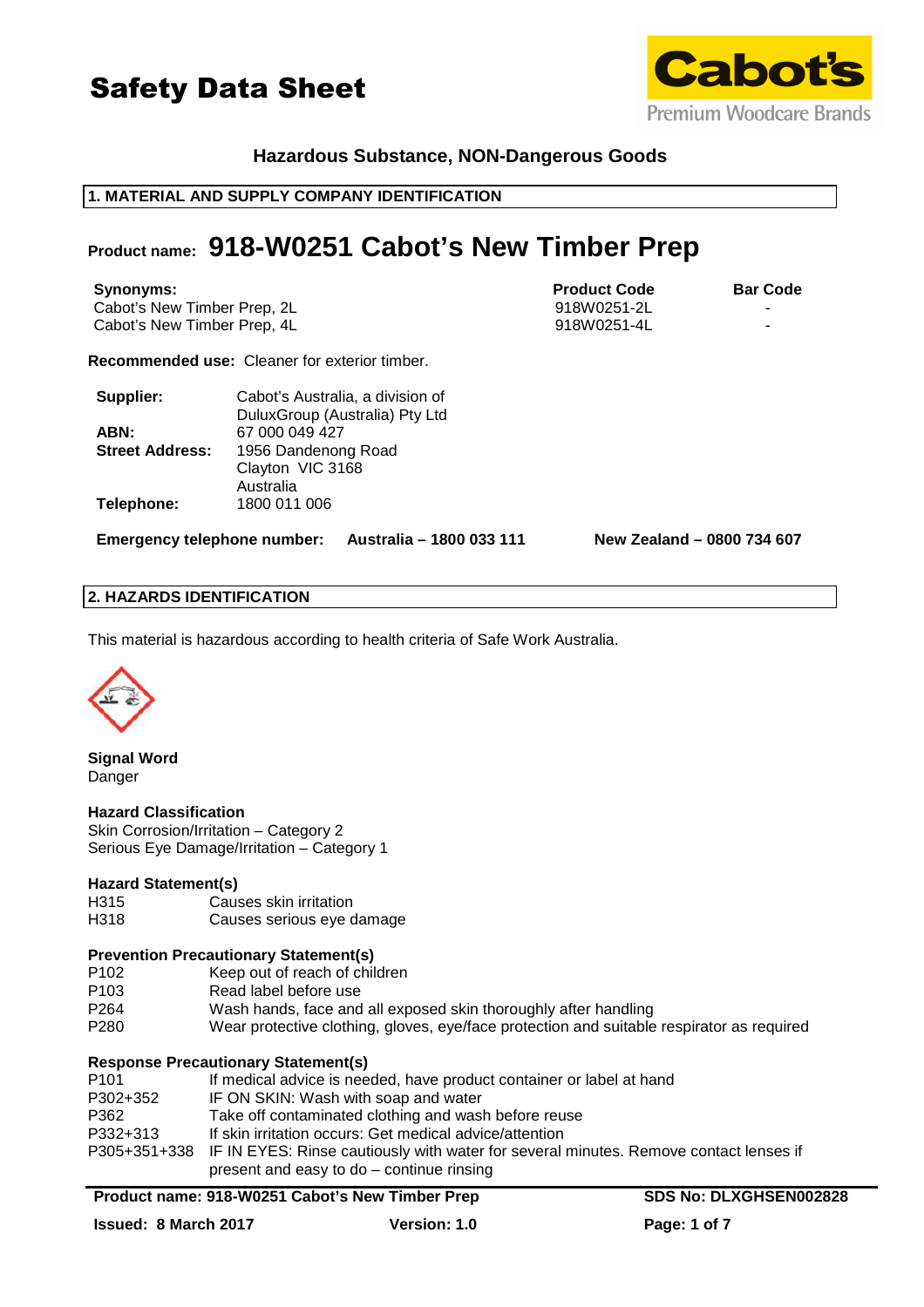# Safety Data Sheet

**Hazardous Substance, NON-Dangerous Goods**

## 1. MATERIAL AND SUPPLY COMPANY IDENTIFICATION

## Product name: 918-W0251 Cabot's New Timber Prep

| Synonyms: | Product Code | Bar Code |
|---|---|---|
| Cabot's New Timber Prep, 2L | 918W0251-2L | - |
| Cabot's New Timber Prep, 4L | 918W0251-4L | - |

**Recommended use:** Cleaner for exterior timber.

**Supplier:** Cabot's Australia, a division of DuluxGroup (Australia) Pty Ltd
**ABN:** 67 000 049 427
**Street Address:** 1956 Dandenong Road
Clayton VIC 3168
Australia
**Telephone:** 1800 011 006

**Emergency telephone number:** **Australia – 1800 033 111** **New Zealand – 0800 734 607**

## 2. HAZARDS IDENTIFICATION

This material is hazardous according to health criteria of Safe Work Australia.

**Signal Word**
Danger

**Hazard Classification**
Skin Corrosion/Irritation – Category 2
Serious Eye Damage/Irritation – Category 1

**Hazard Statement(s)**

| | |
|---|---|
| H315 | Causes skin irritation |
| H318 | Causes serious eye damage |

**Prevention Precautionary Statement(s)**

| | |
|---|---|
| P102 | Keep out of reach of children |
| P103 | Read label before use |
| P264 | Wash hands, face and all exposed skin thoroughly after handling |
| P280 | Wear protective clothing, gloves, eye/face protection and suitable respirator as required |

**Response Precautionary Statement(s)**

| | |
|---|---|
| P101 | If medical advice is needed, have product container or label at hand |
| P302+352 | IF ON SKIN: Wash with soap and water |
| P362 | Take off contaminated clothing and wash before reuse |
| P332+313 | If skin irritation occurs: Get medical advice/attention |
| P305+351+338 | IF IN EYES: Rinse cautiously with water for several minutes. Remove contact lenses if present and easy to do – continue rinsing |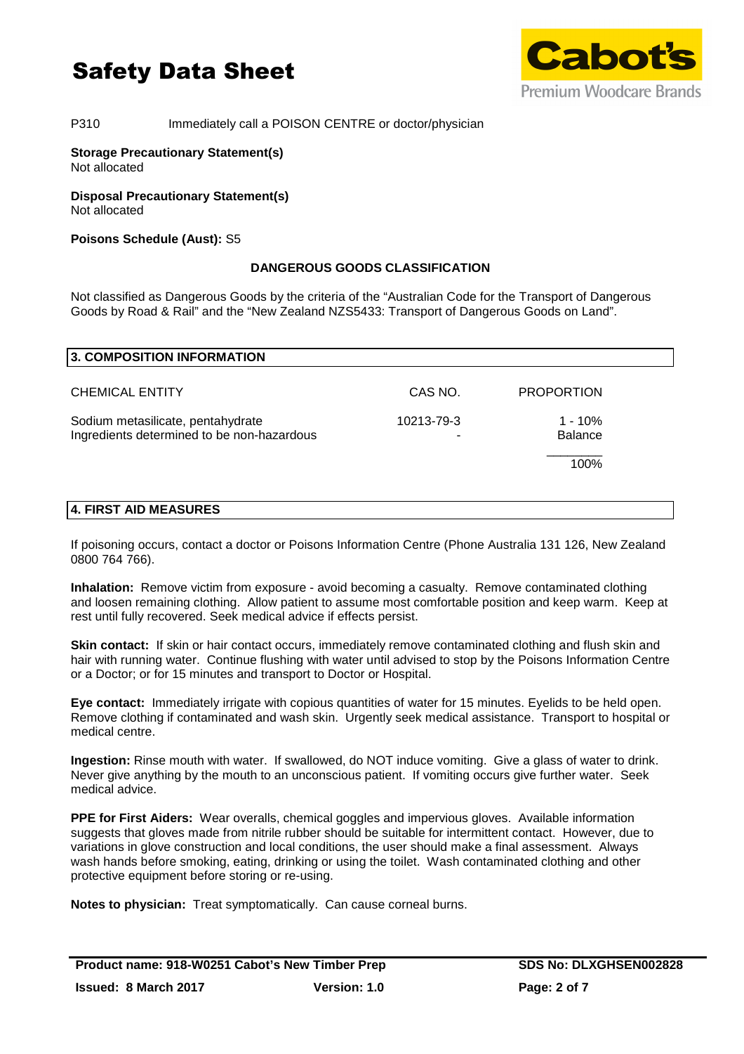P310 Immediately call a POISON CENTRE or doctor/physician

**Storage Precautionary Statement(s)**
Not allocated

**Disposal Precautionary Statement(s)**
Not allocated

**Poisons Schedule (Aust):** S5

**DANGEROUS GOODS CLASSIFICATION**

Not classified as Dangerous Goods by the criteria of the "Australian Code for the Transport of Dangerous Goods by Road & Rail" and the "New Zealand NZS5433: Transport of Dangerous Goods on Land".

## 3. COMPOSITION INFORMATION

| CHEMICAL ENTITY | CAS NO. | PROPORTION |
|---|---|---|
| Sodium metasilicate, pentahydrate | 10213-79-3 | 1 - 10% |
| Ingredients determined to be non-hazardous | - | Balance |
| | | 100% |

## 4. FIRST AID MEASURES

If poisoning occurs, contact a doctor or Poisons Information Centre (Phone Australia 131 126, New Zealand 0800 764 766).

**Inhalation:** Remove victim from exposure - avoid becoming a casualty. Remove contaminated clothing and loosen remaining clothing. Allow patient to assume most comfortable position and keep warm. Keep at rest until fully recovered. Seek medical advice if effects persist.

**Skin contact:** If skin or hair contact occurs, immediately remove contaminated clothing and flush skin and hair with running water. Continue flushing with water until advised to stop by the Poisons Information Centre or a Doctor; or for 15 minutes and transport to Doctor or Hospital.

**Eye contact:** Immediately irrigate with copious quantities of water for 15 minutes. Eyelids to be held open. Remove clothing if contaminated and wash skin. Urgently seek medical assistance. Transport to hospital or medical centre.

**Ingestion:** Rinse mouth with water. If swallowed, do NOT induce vomiting. Give a glass of water to drink. Never give anything by the mouth to an unconscious patient. If vomiting occurs give further water. Seek medical advice.

**PPE for First Aiders:** Wear overalls, chemical goggles and impervious gloves. Available information suggests that gloves made from nitrile rubber should be suitable for intermittent contact. However, due to variations in glove construction and local conditions, the user should make a final assessment. Always wash hands before smoking, eating, drinking or using the toilet. Wash contaminated clothing and other protective equipment before storing or re-using.

**Notes to physician:** Treat symptomatically. Can cause corneal burns.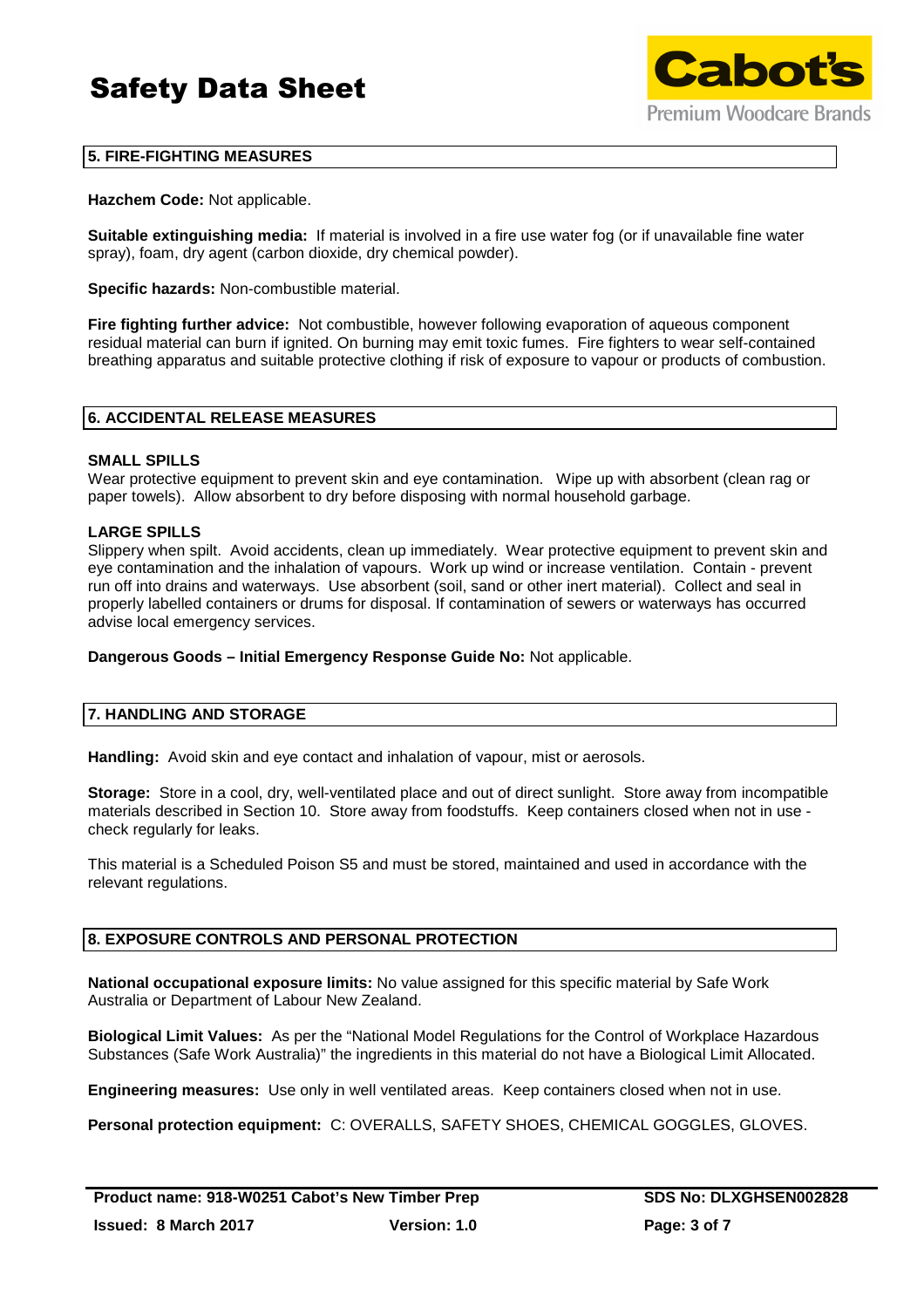## 5. FIRE-FIGHTING MEASURES

**Hazchem Code:** Not applicable.

**Suitable extinguishing media:** If material is involved in a fire use water fog (or if unavailable fine water spray), foam, dry agent (carbon dioxide, dry chemical powder).

**Specific hazards:** Non-combustible material.

**Fire fighting further advice:** Not combustible, however following evaporation of aqueous component residual material can burn if ignited. On burning may emit toxic fumes. Fire fighters to wear self-contained breathing apparatus and suitable protective clothing if risk of exposure to vapour or products of combustion.

## 6. ACCIDENTAL RELEASE MEASURES

### SMALL SPILLS

Wear protective equipment to prevent skin and eye contamination. Wipe up with absorbent (clean rag or paper towels). Allow absorbent to dry before disposing with normal household garbage.

### LARGE SPILLS

Slippery when spilt. Avoid accidents, clean up immediately. Wear protective equipment to prevent skin and eye contamination and the inhalation of vapours. Work up wind or increase ventilation. Contain - prevent run off into drains and waterways. Use absorbent (soil, sand or other inert material). Collect and seal in properly labelled containers or drums for disposal. If contamination of sewers or waterways has occurred advise local emergency services.

**Dangerous Goods – Initial Emergency Response Guide No:** Not applicable.

## 7. HANDLING AND STORAGE

**Handling:** Avoid skin and eye contact and inhalation of vapour, mist or aerosols.

**Storage:** Store in a cool, dry, well-ventilated place and out of direct sunlight. Store away from incompatible materials described in Section 10. Store away from foodstuffs. Keep containers closed when not in use - check regularly for leaks.

This material is a Scheduled Poison S5 and must be stored, maintained and used in accordance with the relevant regulations.

## 8. EXPOSURE CONTROLS AND PERSONAL PROTECTION

**National occupational exposure limits:** No value assigned for this specific material by Safe Work Australia or Department of Labour New Zealand.

**Biological Limit Values:** As per the "National Model Regulations for the Control of Workplace Hazardous Substances (Safe Work Australia)" the ingredients in this material do not have a Biological Limit Allocated.

**Engineering measures:** Use only in well ventilated areas. Keep containers closed when not in use.

**Personal protection equipment:** C: OVERALLS, SAFETY SHOES, CHEMICAL GOGGLES, GLOVES.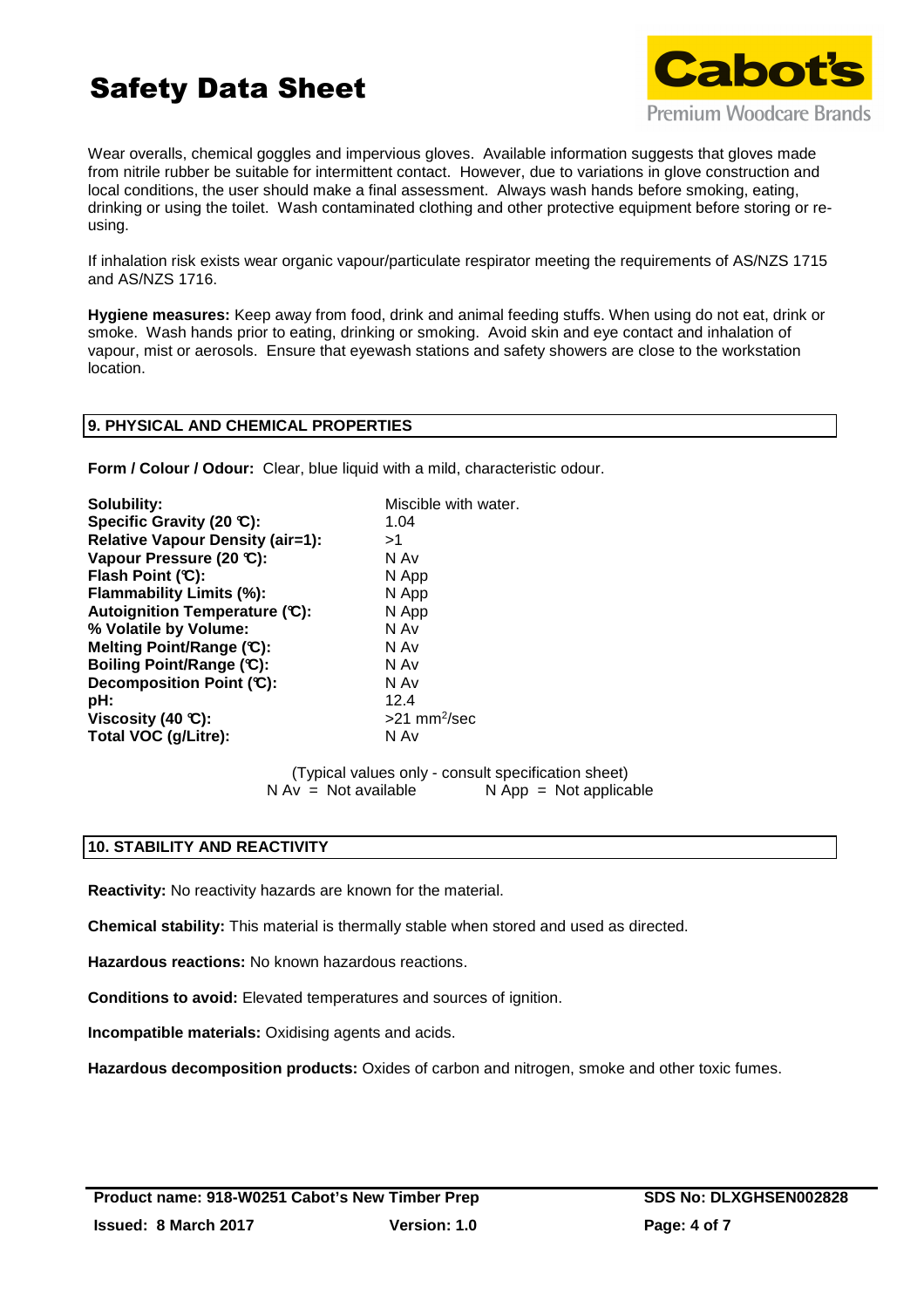Wear overalls, chemical goggles and impervious gloves. Available information suggests that gloves made from nitrile rubber be suitable for intermittent contact. However, due to variations in glove construction and local conditions, the user should make a final assessment. Always wash hands before smoking, eating, drinking or using the toilet. Wash contaminated clothing and other protective equipment before storing or re-using.

If inhalation risk exists wear organic vapour/particulate respirator meeting the requirements of AS/NZS 1715 and AS/NZS 1716.

**Hygiene measures:** Keep away from food, drink and animal feeding stuffs. When using do not eat, drink or smoke. Wash hands prior to eating, drinking or smoking. Avoid skin and eye contact and inhalation of vapour, mist or aerosols. Ensure that eyewash stations and safety showers are close to the workstation location.

## 9. PHYSICAL AND CHEMICAL PROPERTIES

**Form / Colour / Odour:** Clear, blue liquid with a mild, characteristic odour.

| | |
|---|---|
| **Solubility:** | Miscible with water. |
| **Specific Gravity (20 °C):** | 1.04 |
| **Relative Vapour Density (air=1):** | >1 |
| **Vapour Pressure (20 °C):** | N Av |
| **Flash Point (°C):** | N App |
| **Flammability Limits (%):** | N App |
| **Autoignition Temperature (°C):** | N App |
| **% Volatile by Volume:** | N Av |
| **Melting Point/Range (°C):** | N Av |
| **Boiling Point/Range (°C):** | N Av |
| **Decomposition Point (°C):** | N Av |
| **pH:** | 12.4 |
| **Viscosity (40 °C):** | >21 $mm^2$/sec |
| **Total VOC (g/Litre):** | N Av |

(Typical values only - consult specification sheet)
N Av = Not available N App = Not applicable

## 10. STABILITY AND REACTIVITY

**Reactivity:** No reactivity hazards are known for the material.

**Chemical stability:** This material is thermally stable when stored and used as directed.

**Hazardous reactions:** No known hazardous reactions.

**Conditions to avoid:** Elevated temperatures and sources of ignition.

**Incompatible materials:** Oxidising agents and acids.

**Hazardous decomposition products:** Oxides of carbon and nitrogen, smoke and other toxic fumes.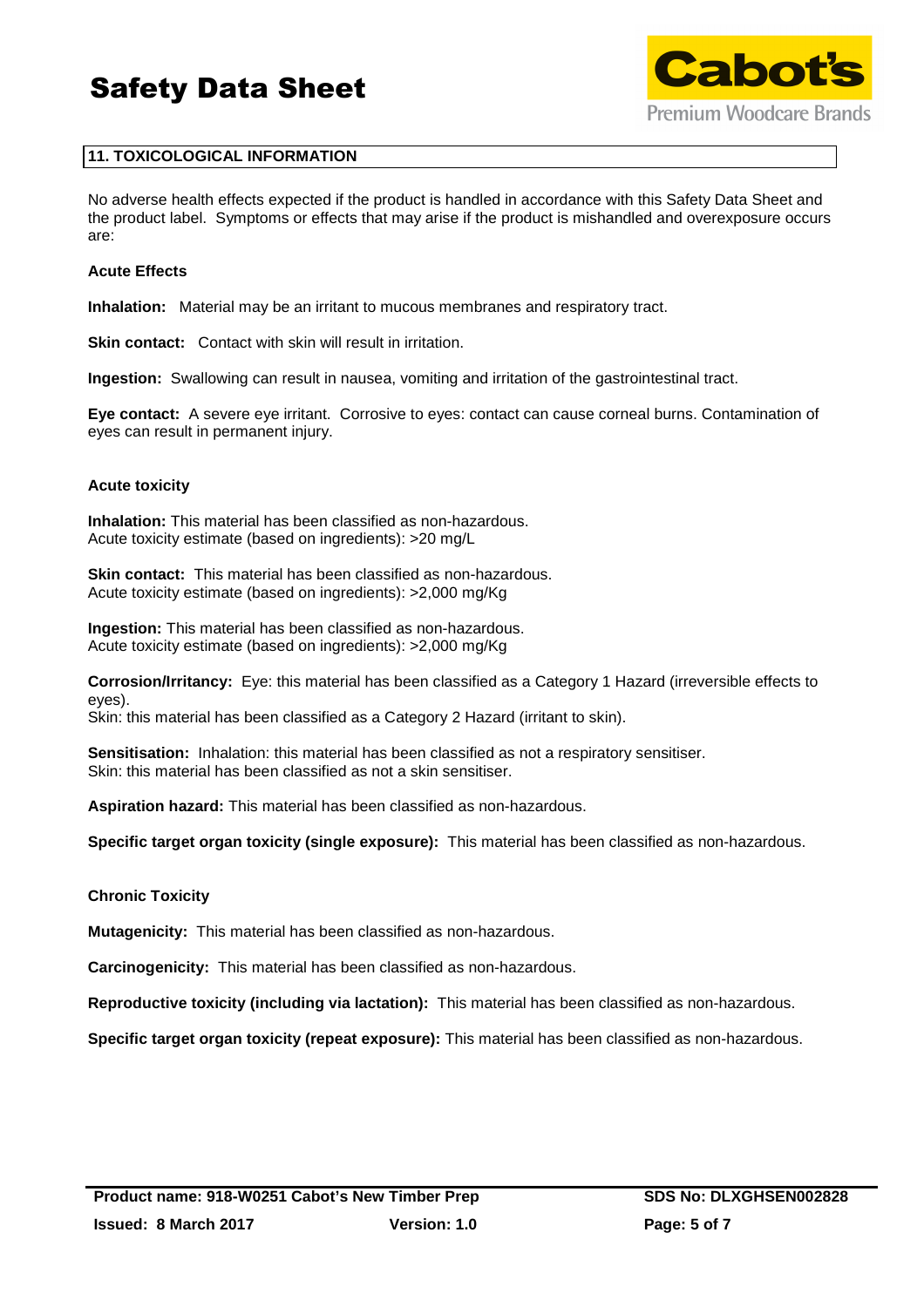## 11. TOXICOLOGICAL INFORMATION

No adverse health effects expected if the product is handled in accordance with this Safety Data Sheet and the product label. Symptoms or effects that may arise if the product is mishandled and overexposure occurs are:

### Acute Effects

**Inhalation:** Material may be an irritant to mucous membranes and respiratory tract.

**Skin contact:** Contact with skin will result in irritation.

**Ingestion:** Swallowing can result in nausea, vomiting and irritation of the gastrointestinal tract.

**Eye contact:** A severe eye irritant. Corrosive to eyes: contact can cause corneal burns. Contamination of eyes can result in permanent injury.

### Acute toxicity

**Inhalation:** This material has been classified as non-hazardous.
Acute toxicity estimate (based on ingredients): >20 mg/L

**Skin contact:** This material has been classified as non-hazardous.
Acute toxicity estimate (based on ingredients): >2,000 mg/Kg

**Ingestion:** This material has been classified as non-hazardous.
Acute toxicity estimate (based on ingredients): >2,000 mg/Kg

**Corrosion/Irritancy:** Eye: this material has been classified as a Category 1 Hazard (irreversible effects to eyes).
Skin: this material has been classified as a Category 2 Hazard (irritant to skin).

**Sensitisation:** Inhalation: this material has been classified as not a respiratory sensitiser.
Skin: this material has been classified as not a skin sensitiser.

**Aspiration hazard:** This material has been classified as non-hazardous.

**Specific target organ toxicity (single exposure):** This material has been classified as non-hazardous.

### Chronic Toxicity

**Mutagenicity:** This material has been classified as non-hazardous.

**Carcinogenicity:** This material has been classified as non-hazardous.

**Reproductive toxicity (including via lactation):** This material has been classified as non-hazardous.

**Specific target organ toxicity (repeat exposure):** This material has been classified as non-hazardous.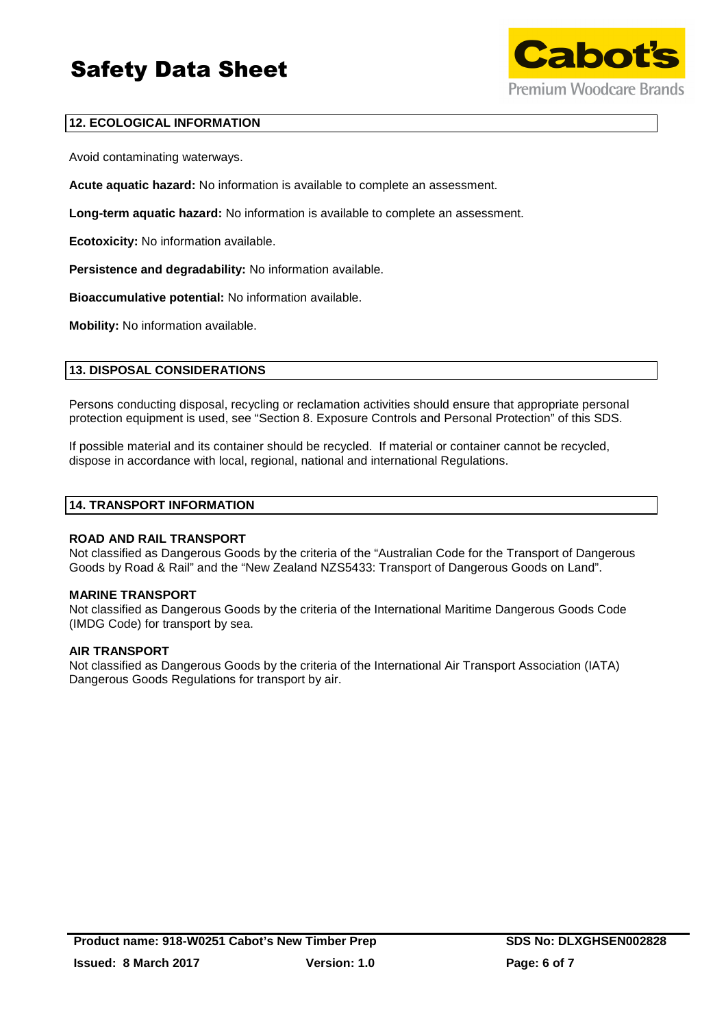## 12. ECOLOGICAL INFORMATION

Avoid contaminating waterways.

**Acute aquatic hazard:** No information is available to complete an assessment.

**Long-term aquatic hazard:** No information is available to complete an assessment.

**Ecotoxicity:** No information available.

**Persistence and degradability:** No information available.

**Bioaccumulative potential:** No information available.

**Mobility:** No information available.

## 13. DISPOSAL CONSIDERATIONS

Persons conducting disposal, recycling or reclamation activities should ensure that appropriate personal protection equipment is used, see "Section 8. Exposure Controls and Personal Protection" of this SDS.

If possible material and its container should be recycled. If material or container cannot be recycled, dispose in accordance with local, regional, national and international Regulations.

## 14. TRANSPORT INFORMATION

**ROAD AND RAIL TRANSPORT**
Not classified as Dangerous Goods by the criteria of the "Australian Code for the Transport of Dangerous Goods by Road & Rail" and the "New Zealand NZS5433: Transport of Dangerous Goods on Land".

**MARINE TRANSPORT**
Not classified as Dangerous Goods by the criteria of the International Maritime Dangerous Goods Code (IMDG Code) for transport by sea.

**AIR TRANSPORT**
Not classified as Dangerous Goods by the criteria of the International Air Transport Association (IATA) Dangerous Goods Regulations for transport by air.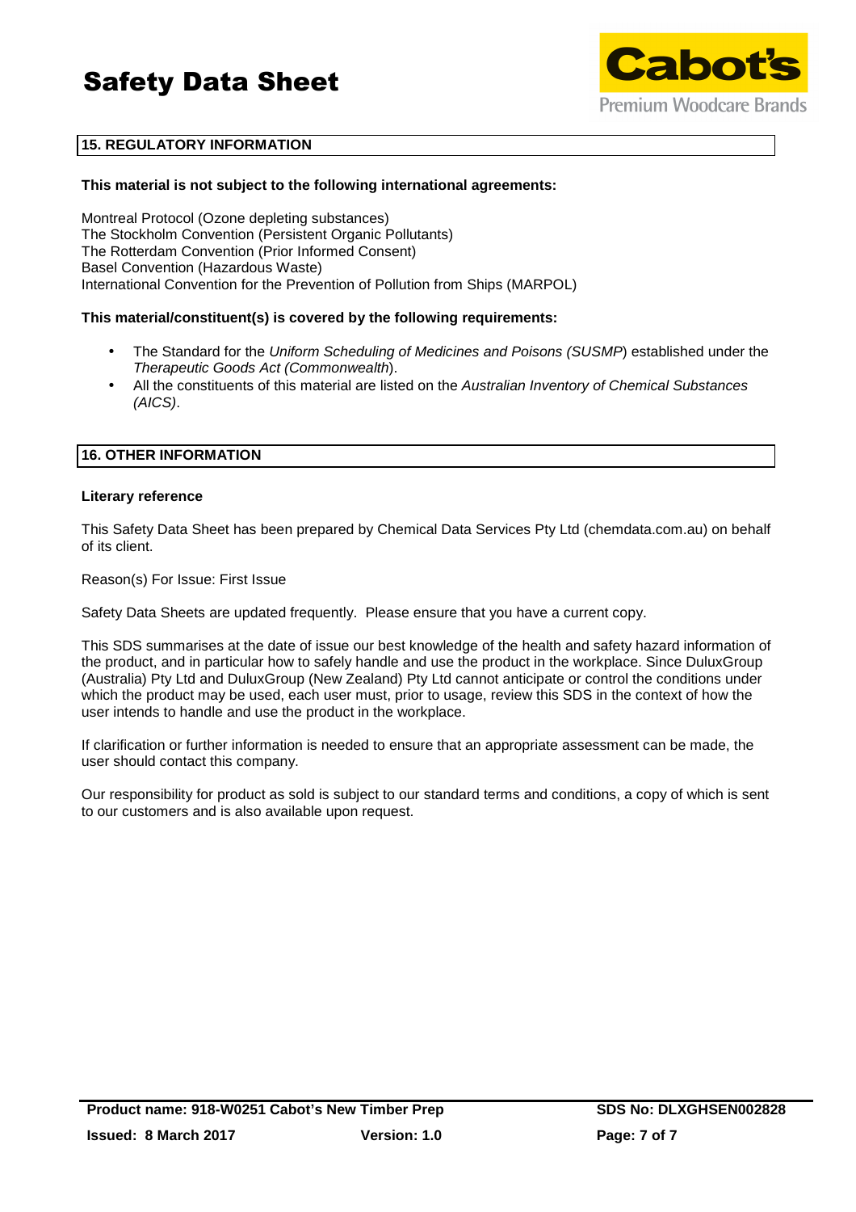## 15. REGULATORY INFORMATION

**This material is not subject to the following international agreements:**

Montreal Protocol (Ozone depleting substances)
The Stockholm Convention (Persistent Organic Pollutants)
The Rotterdam Convention (Prior Informed Consent)
Basel Convention (Hazardous Waste)
International Convention for the Prevention of Pollution from Ships (MARPOL)

**This material/constituent(s) is covered by the following requirements:**

- The Standard for the *Uniform Scheduling of Medicines and Poisons (SUSMP*) established under the *Therapeutic Goods Act (Commonwealth*).
- All the constituents of this material are listed on the *Australian Inventory of Chemical Substances (AICS)*.

## 16. OTHER INFORMATION

**Literary reference**

This Safety Data Sheet has been prepared by Chemical Data Services Pty Ltd (chemdata.com.au) on behalf of its client.

Reason(s) For Issue: First Issue

Safety Data Sheets are updated frequently. Please ensure that you have a current copy.

This SDS summarises at the date of issue our best knowledge of the health and safety hazard information of the product, and in particular how to safely handle and use the product in the workplace. Since DuluxGroup (Australia) Pty Ltd and DuluxGroup (New Zealand) Pty Ltd cannot anticipate or control the conditions under which the product may be used, each user must, prior to usage, review this SDS in the context of how the user intends to handle and use the product in the workplace.

If clarification or further information is needed to ensure that an appropriate assessment can be made, the user should contact this company.

Our responsibility for product as sold is subject to our standard terms and conditions, a copy of which is sent to our customers and is also available upon request.